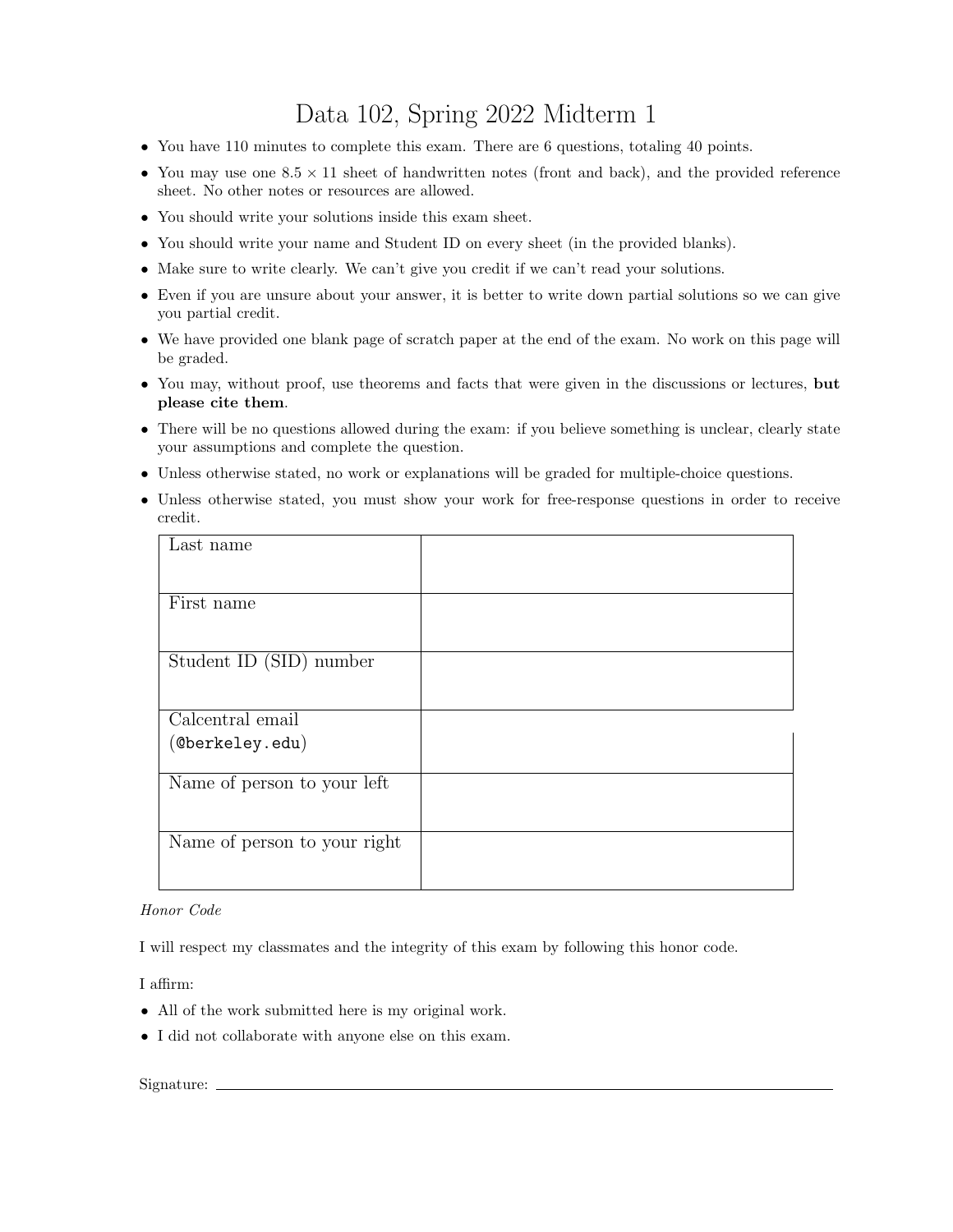# Data 102, Spring 2022 Midterm 1

- You have 110 minutes to complete this exam. There are 6 questions, totaling 40 points.
- You may use one $8.5 \times 11$ sheet of handwritten notes (front and back), and the provided reference sheet. No other notes or resources are allowed.
- You should write your solutions inside this exam sheet.
- You should write your name and Student ID on every sheet (in the provided blanks).
- Make sure to write clearly. We can't give you credit if we can't read your solutions.
- Even if you are unsure about your answer, it is better to write down partial solutions so we can give you partial credit.
- We have provided one blank page of scratch paper at the end of the exam. No work on this page will be graded.
- You may, without proof, use theorems and facts that were given in the discussions or lectures, **but please cite them**.
- There will be no questions allowed during the exam: if you believe something is unclear, clearly state your assumptions and complete the question.
- Unless otherwise stated, no work or explanations will be graded for multiple-choice questions.
- Unless otherwise stated, you must show your work for free-response questions in order to receive credit.

| | |
|---|---|
| Last name | |
| First name | |
| Student ID (SID) number | |
| Calcentral email (`@berkeley.edu`) | |
| Name of person to your left | |
| Name of person to your right | |

*Honor Code*

I will respect my classmates and the integrity of this exam by following this honor code.

I affirm:

- All of the work submitted here is my original work.
- I did not collaborate with anyone else on this exam.

Signature: ______________________________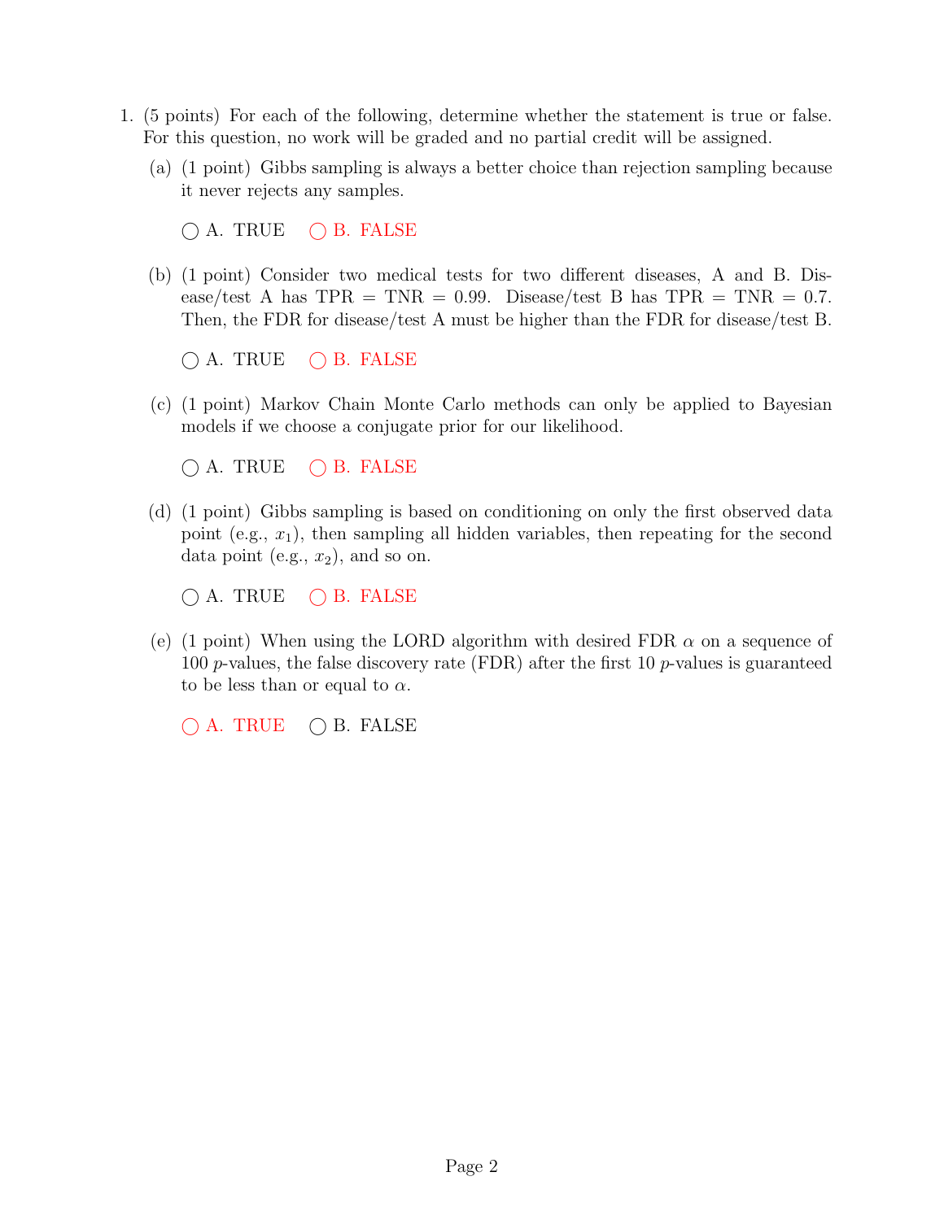1. (5 points) For each of the following, determine whether the statement is true or false. For this question, no work will be graded and no partial credit will be assigned.

   (a) (1 point) Gibbs sampling is always a better choice than rejection sampling because it never rejects any samples.

   ◯ A. TRUE ◯ B. FALSE

   (b) (1 point) Consider two medical tests for two different diseases, A and B. Disease/test A has TPR = TNR = 0.99. Disease/test B has TPR = TNR = 0.7. Then, the FDR for disease/test A must be higher than the FDR for disease/test B.

   ◯ A. TRUE ◯ B. FALSE

   (c) (1 point) Markov Chain Monte Carlo methods can only be applied to Bayesian models if we choose a conjugate prior for our likelihood.

   ◯ A. TRUE ◯ B. FALSE

   (d) (1 point) Gibbs sampling is based on conditioning on only the first observed data point (e.g., $x_1$), then sampling all hidden variables, then repeating for the second data point (e.g., $x_2$), and so on.

   ◯ A. TRUE ◯ B. FALSE

   (e) (1 point) When using the LORD algorithm with desired FDR $\alpha$ on a sequence of 100 $p$-values, the false discovery rate (FDR) after the first 10 $p$-values is guaranteed to be less than or equal to $\alpha$.

   ◯ A. TRUE ◯ B. FALSE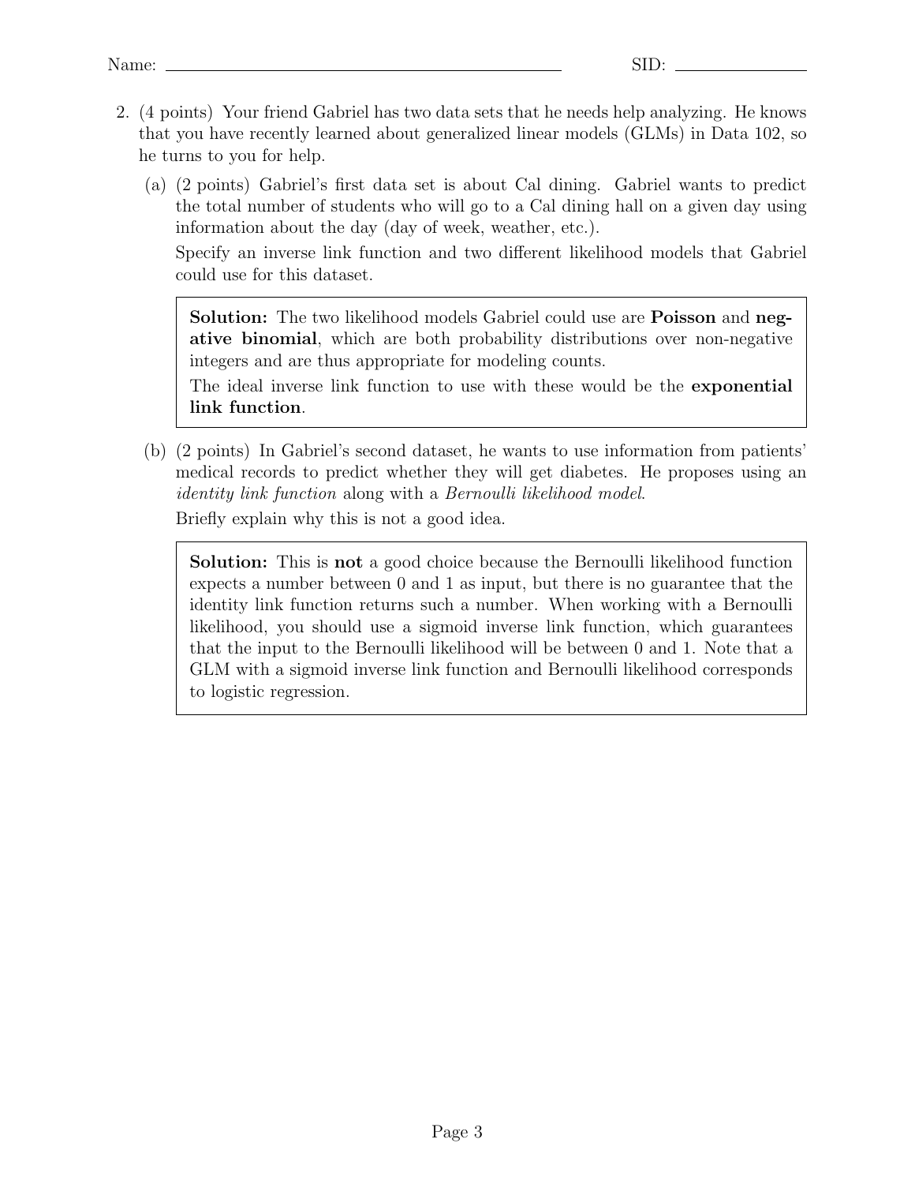Name: \_\_\_\_\_\_\_\_\_\_\_\_\_\_\_\_\_\_\_\_ SID: \_\_\_\_\_\_\_\_\_\_

2. (4 points) Your friend Gabriel has two data sets that he needs help analyzing. He knows that you have recently learned about generalized linear models (GLMs) in Data 102, so he turns to you for help.

   (a) (2 points) Gabriel's first data set is about Cal dining. Gabriel wants to predict the total number of students who will go to a Cal dining hall on a given day using information about the day (day of week, weather, etc.).

   Specify an inverse link function and two different likelihood models that Gabriel could use for this dataset.

   > **Solution:** The two likelihood models Gabriel could use are **Poisson** and **negative binomial**, which are both probability distributions over non-negative integers and are thus appropriate for modeling counts.
   >
   > The ideal inverse link function to use with these would be the **exponential link function**.

   (b) (2 points) In Gabriel's second dataset, he wants to use information from patients' medical records to predict whether they will get diabetes. He proposes using an *identity link function* along with a *Bernoulli likelihood model*.

   Briefly explain why this is not a good idea.

   > **Solution:** This is **not** a good choice because the Bernoulli likelihood function expects a number between 0 and 1 as input, but there is no guarantee that the identity link function returns such a number. When working with a Bernoulli likelihood, you should use a sigmoid inverse link function, which guarantees that the input to the Bernoulli likelihood will be between 0 and 1. Note that a GLM with a sigmoid inverse link function and Bernoulli likelihood corresponds to logistic regression.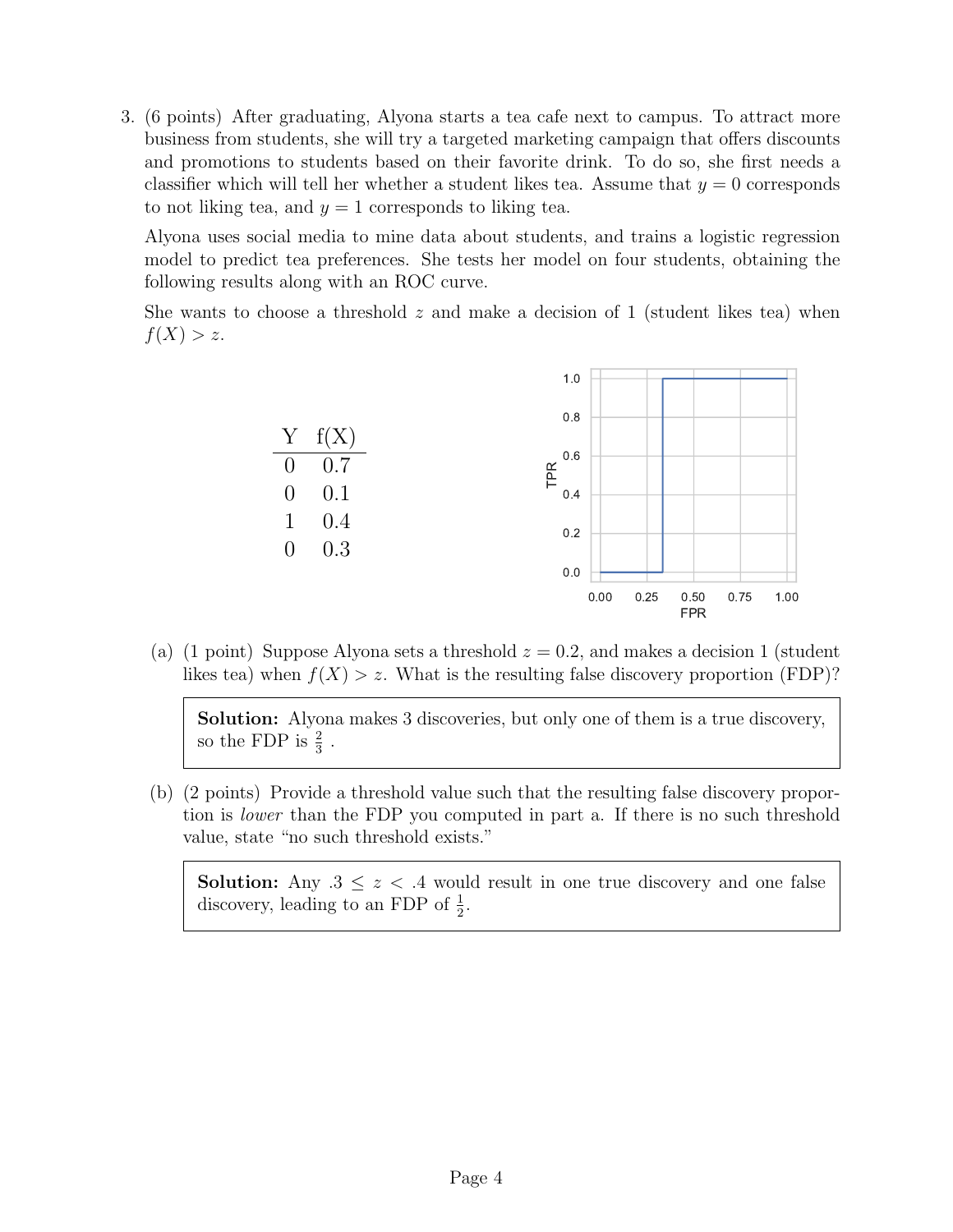3. (6 points) After graduating, Alyona starts a tea cafe next to campus. To attract more business from students, she will try a targeted marketing campaign that offers discounts and promotions to students based on their favorite drink. To do so, she first needs a classifier which will tell her whether a student likes tea. Assume that $y = 0$ corresponds to not liking tea, and $y = 1$ corresponds to liking tea.

   Alyona uses social media to mine data about students, and trains a logistic regression model to predict tea preferences. She tests her model on four students, obtaining the following results along with an ROC curve.

   She wants to choose a threshold $z$ and make a decision of 1 (student likes tea) when $f(X) > z$.

| Y | f(X) |
|---|---|
| 0 | 0.7 |
| 0 | 0.1 |
| 1 | 0.4 |
| 0 | 0.3 |

   (a) (1 point) Suppose Alyona sets a threshold $z = 0.2$, and makes a decision 1 (student likes tea) when $f(X) > z$. What is the resulting false discovery proportion (FDP)?

   > **Solution:** Alyona makes 3 discoveries, but only one of them is a true discovery, so the FDP is $\frac{2}{3}$ .

   (b) (2 points) Provide a threshold value such that the resulting false discovery proportion is *lower* than the FDP you computed in part a. If there is no such threshold value, state "no such threshold exists."

   > **Solution:** Any $.3 \leq z < .4$ would result in one true discovery and one false discovery, leading to an FDP of $\frac{1}{2}$.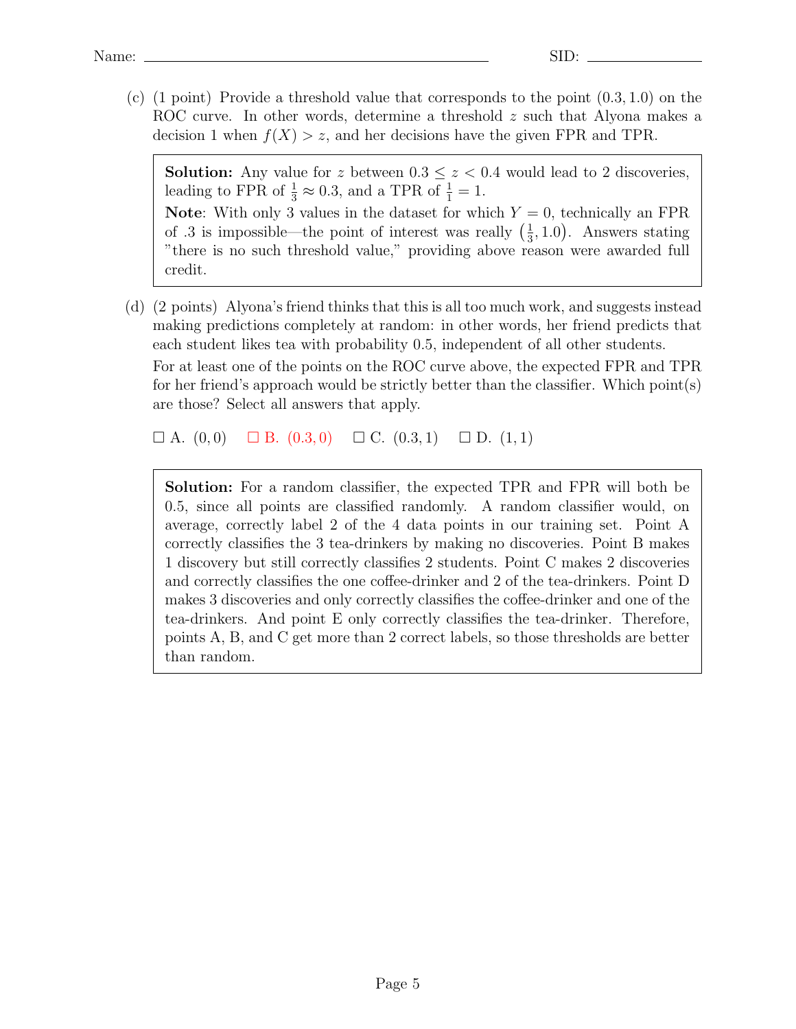(c) (1 point) Provide a threshold value that corresponds to the point $(0.3, 1.0)$ on the ROC curve. In other words, determine a threshold $z$ such that Alyona makes a decision 1 when $f(X) > z$, and her decisions have the given FPR and TPR.

> **Solution:** Any value for $z$ between $0.3 \leq z < 0.4$ would lead to 2 discoveries, leading to FPR of $\frac{1}{3} \approx 0.3$, and a TPR of $\frac{1}{1} = 1$.
>
> **Note**: With only 3 values in the dataset for which $Y = 0$, technically an FPR of .3 is impossible—the point of interest was really $\left(\frac{1}{3}, 1.0\right)$. Answers stating "there is no such threshold value," providing above reason were awarded full credit.

(d) (2 points) Alyona's friend thinks that this is all too much work, and suggests instead making predictions completely at random: in other words, her friend predicts that each student likes tea with probability 0.5, independent of all other students.

For at least one of the points on the ROC curve above, the expected FPR and TPR for her friend's approach would be strictly better than the classifier. Which point(s) are those? Select all answers that apply.

☐ A. $(0, 0)$ ☐ B. $(0.3, 0)$ ☐ C. $(0.3, 1)$ ☐ D. $(1, 1)$

> **Solution:** For a random classifier, the expected TPR and FPR will both be 0.5, since all points are classified randomly. A random classifier would, on average, correctly label 2 of the 4 data points in our training set. Point A correctly classifies the 3 tea-drinkers by making no discoveries. Point B makes 1 discovery but still correctly classifies 2 students. Point C makes 2 discoveries and correctly classifies the one coffee-drinker and 2 of the tea-drinkers. Point D makes 3 discoveries and only correctly classifies the coffee-drinker and one of the tea-drinkers. And point E only correctly classifies the tea-drinker. Therefore, points A, B, and C get more than 2 correct labels, so those thresholds are better than random.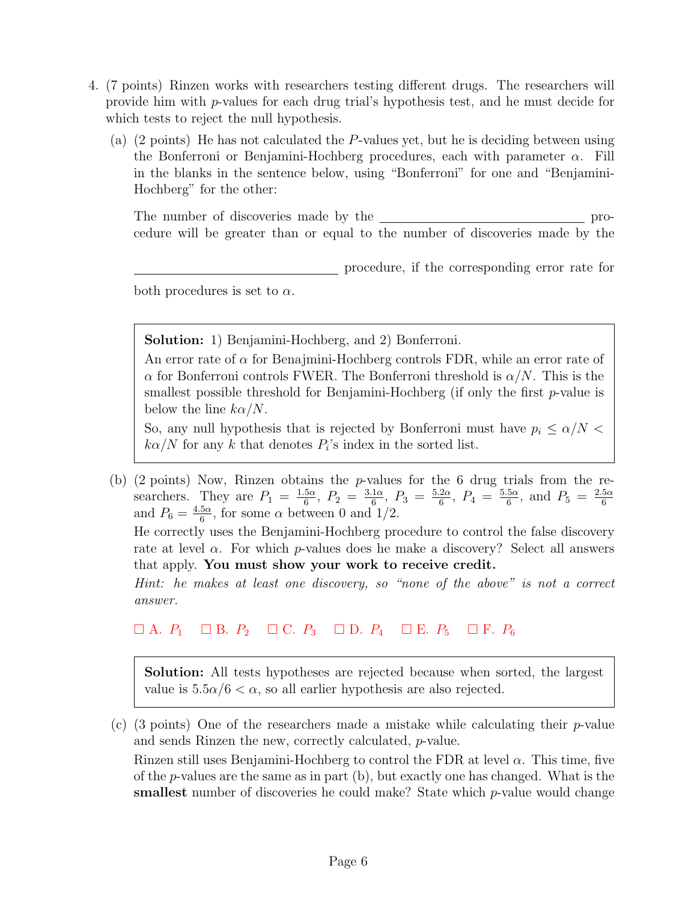4. (7 points) Rinzen works with researchers testing different drugs. The researchers will provide him with $p$-values for each drug trial's hypothesis test, and he must decide for which tests to reject the null hypothesis.

   (a) (2 points) He has not calculated the $P$-values yet, but he is deciding between using the Bonferroni or Benjamini-Hochberg procedures, each with parameter $\alpha$. Fill in the blanks in the sentence below, using "Bonferroni" for one and "Benjamini-Hochberg" for the other:

   The number of discoveries made by the ______________________________ procedure will be greater than or equal to the number of discoveries made by the

   ______________________________ procedure, if the corresponding error rate for both procedures is set to $\alpha$.

   > **Solution:** 1) Benjamini-Hochberg, and 2) Bonferroni.
   >
   > An error rate of $\alpha$ for Benajmini-Hochberg controls FDR, while an error rate of $\alpha$ for Bonferroni controls FWER. The Bonferroni threshold is $\alpha/N$. This is the smallest possible threshold for Benjamini-Hochberg (if only the first $p$-value is below the line $k\alpha/N$.
   >
   > So, any null hypothesis that is rejected by Bonferroni must have $p_i \leq \alpha/N < k\alpha/N$ for any $k$ that denotes $P_i$'s index in the sorted list.

   (b) (2 points) Now, Rinzen obtains the $p$-values for the 6 drug trials from the researchers. They are $P_1 = \frac{1.5\alpha}{6}$, $P_2 = \frac{3.1\alpha}{6}$, $P_3 = \frac{5.2\alpha}{6}$, $P_4 = \frac{5.5\alpha}{6}$, and $P_5 = \frac{2.5\alpha}{6}$ and $P_6 = \frac{4.5\alpha}{6}$, for some $\alpha$ between 0 and 1/2.

   He correctly uses the Benjamini-Hochberg procedure to control the false discovery rate at level $\alpha$. For which $p$-values does he make a discovery? Select all answers that apply. **You must show your work to receive credit.**

   *Hint: he makes at least one discovery, so "none of the above" is not a correct answer.*

   ☐ A. $P_1$ ☐ B. $P_2$ ☐ C. $P_3$ ☐ D. $P_4$ ☐ E. $P_5$ ☐ F. $P_6$

   > **Solution:** All tests hypotheses are rejected because when sorted, the largest value is $5.5\alpha/6 < \alpha$, so all earlier hypothesis are also rejected.

   (c) (3 points) One of the researchers made a mistake while calculating their $p$-value and sends Rinzen the new, correctly calculated, $p$-value.

   Rinzen still uses Benjamini-Hochberg to control the FDR at level $\alpha$. This time, five of the $p$-values are the same as in part (b), but exactly one has changed. What is the **smallest** number of discoveries he could make? State which $p$-value would change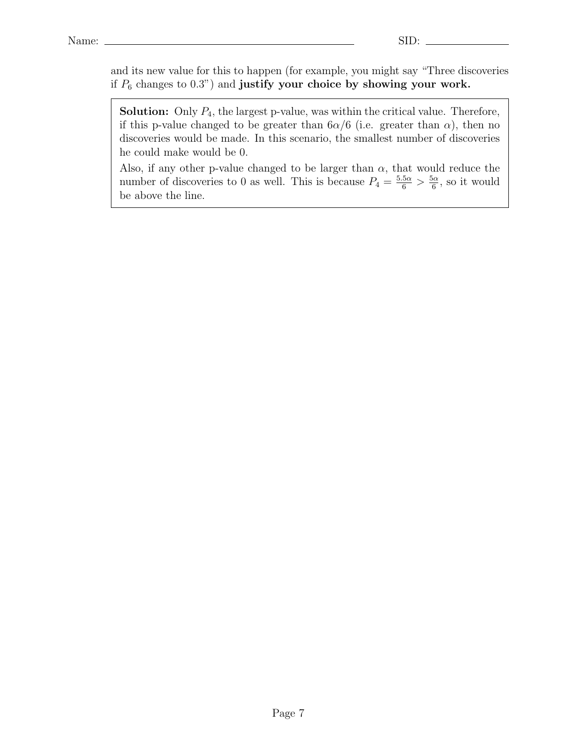and its new value for this to happen (for example, you might say "Three discoveries if $P_6$ changes to 0.3") and **justify your choice by showing your work.**

> **Solution:** Only $P_4$, the largest p-value, was within the critical value. Therefore, if this p-value changed to be greater than $6\alpha/6$ (i.e. greater than $\alpha$), then no discoveries would be made. In this scenario, the smallest number of discoveries he could make would be 0.
>
> Also, if any other p-value changed to be larger than $\alpha$, that would reduce the number of discoveries to 0 as well. This is because $P_4 = \frac{5.5\alpha}{6} > \frac{5\alpha}{6}$, so it would be above the line.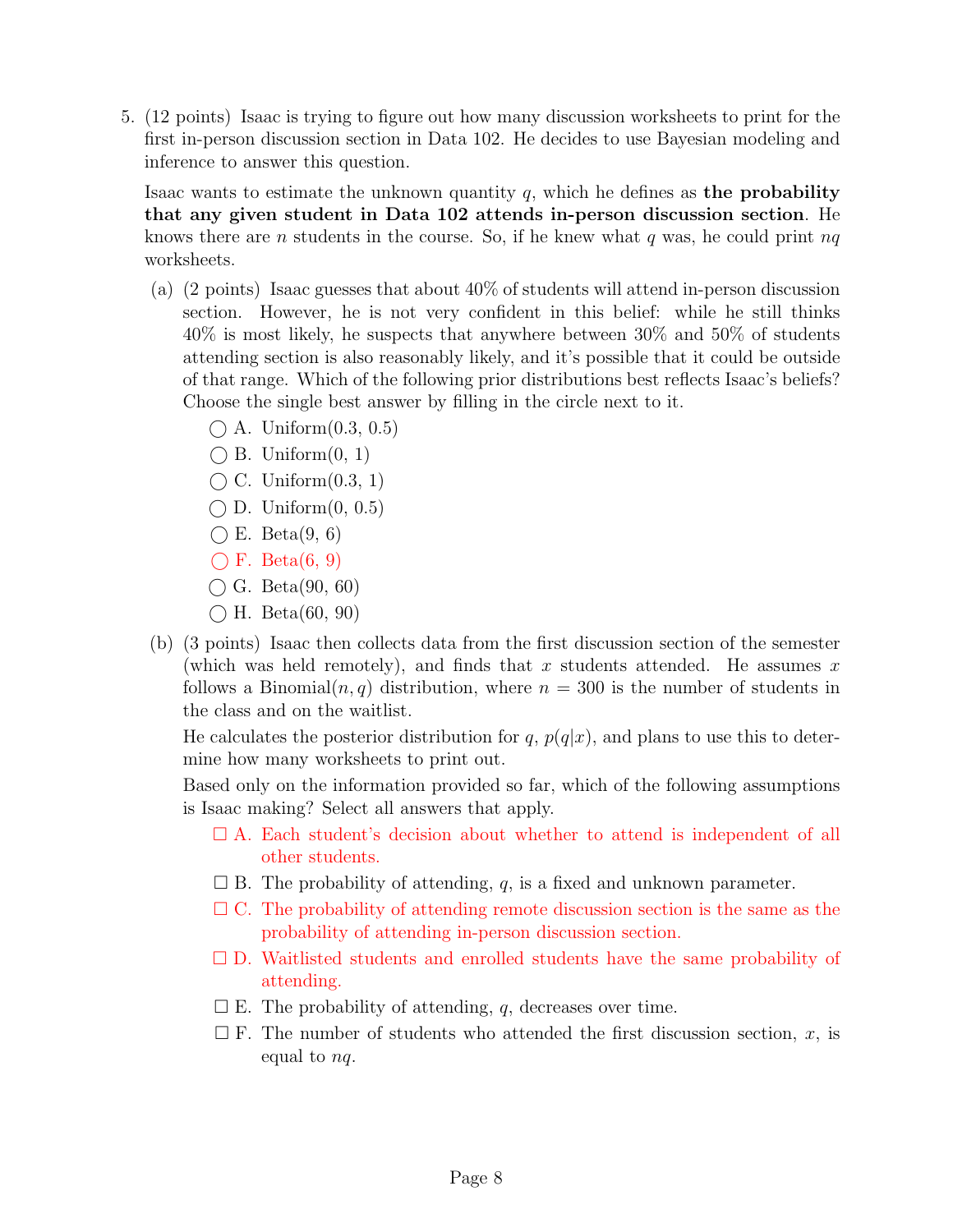5. (12 points) Isaac is trying to figure out how many discussion worksheets to print for the first in-person discussion section in Data 102. He decides to use Bayesian modeling and inference to answer this question.

   Isaac wants to estimate the unknown quantity $q$, which he defines as **the probability that any given student in Data 102 attends in-person discussion section**. He knows there are $n$ students in the course. So, if he knew what $q$ was, he could print $nq$ worksheets.

   (a) (2 points) Isaac guesses that about 40% of students will attend in-person discussion section. However, he is not very confident in this belief: while he still thinks 40% is most likely, he suspects that anywhere between 30% and 50% of students attending section is also reasonably likely, and it's possible that it could be outside of that range. Which of the following prior distributions best reflects Isaac's beliefs? Choose the single best answer by filling in the circle next to it.

   ◯ A. Uniform(0.3, 0.5)
   ◯ B. Uniform(0, 1)
   ◯ C. Uniform(0.3, 1)
   ◯ D. Uniform(0, 0.5)
   ◯ E. Beta(9, 6)
   ◯ F. Beta(6, 9)
   ◯ G. Beta(90, 60)
   ◯ H. Beta(60, 90)

   (b) (3 points) Isaac then collects data from the first discussion section of the semester (which was held remotely), and finds that $x$ students attended. He assumes $x$ follows a Binomial$(n, q)$ distribution, where $n = 300$ is the number of students in the class and on the waitlist.

   He calculates the posterior distribution for $q$, $p(q|x)$, and plans to use this to determine how many worksheets to print out.

   Based only on the information provided so far, which of the following assumptions is Isaac making? Select all answers that apply.

   ☐ A. Each student's decision about whether to attend is independent of all other students.
   ☐ B. The probability of attending, $q$, is a fixed and unknown parameter.
   ☐ C. The probability of attending remote discussion section is the same as the probability of attending in-person discussion section.
   ☐ D. Waitlisted students and enrolled students have the same probability of attending.
   ☐ E. The probability of attending, $q$, decreases over time.
   ☐ F. The number of students who attended the first discussion section, $x$, is equal to $nq$.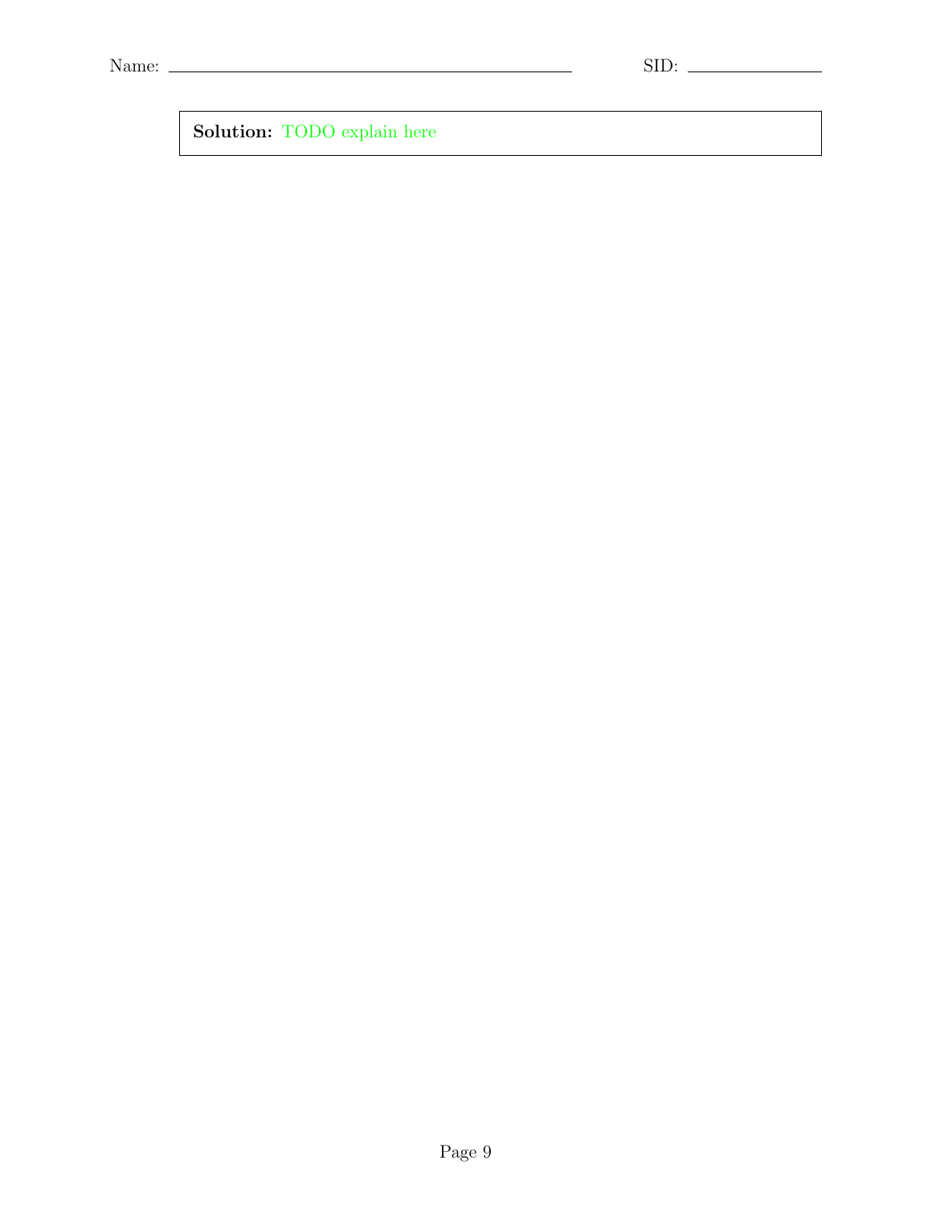Name: \_\_\_\_\_\_\_\_\_\_\_\_\_\_\_\_\_\_\_\_ SID: \_\_\_\_\_\_\_\_\_\_

**Solution:** TODO explain here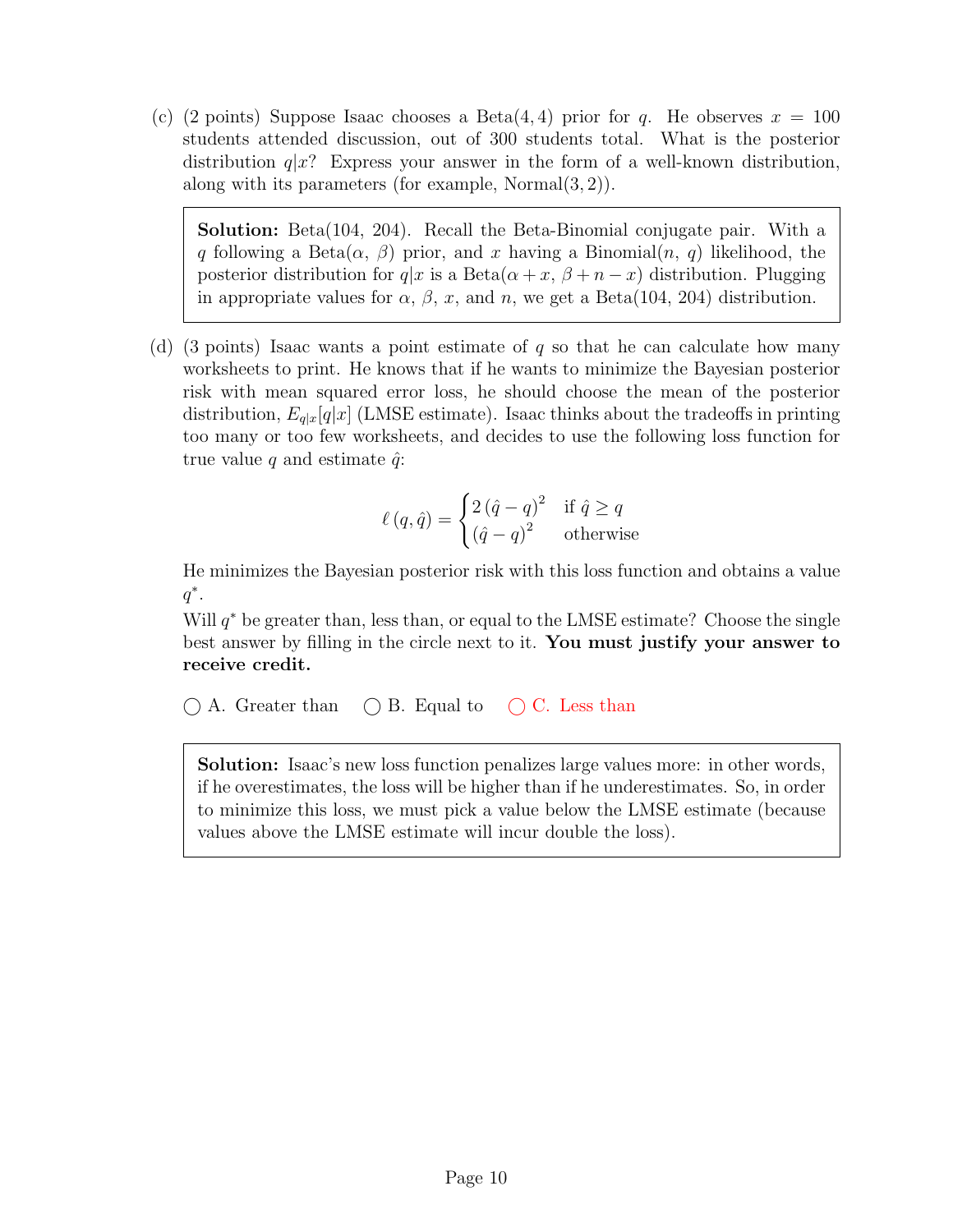(c) (2 points) Suppose Isaac chooses a Beta(4, 4) prior for $q$. He observes $x = 100$ students attended discussion, out of 300 students total. What is the posterior distribution $q|x$? Express your answer in the form of a well-known distribution, along with its parameters (for example, Normal(3, 2)).

> **Solution:** Beta(104, 204). Recall the Beta-Binomial conjugate pair. With a $q$ following a Beta($\alpha$, $\beta$) prior, and $x$ having a Binomial($n$, $q$) likelihood, the posterior distribution for $q|x$ is a Beta($\alpha + x$, $\beta + n - x$) distribution. Plugging in appropriate values for $\alpha$, $\beta$, $x$, and $n$, we get a Beta(104, 204) distribution.

(d) (3 points) Isaac wants a point estimate of $q$ so that he can calculate how many worksheets to print. He knows that if he wants to minimize the Bayesian posterior risk with mean squared error loss, he should choose the mean of the posterior distribution, $E_{q|x}[q|x]$ (LMSE estimate). Isaac thinks about the tradeoffs in printing too many or too few worksheets, and decides to use the following loss function for true value $q$ and estimate $\hat{q}$:

$$\ell(q, \hat{q}) = \begin{cases} 2(\hat{q} - q)^2 & \text{if } \hat{q} \geq q \\ (\hat{q} - q)^2 & \text{otherwise} \end{cases}$$

He minimizes the Bayesian posterior risk with this loss function and obtains a value $q^*$.

Will $q^*$ be greater than, less than, or equal to the LMSE estimate? Choose the single best answer by filling in the circle next to it. **You must justify your answer to receive credit.**

○ A. Greater than ○ B. Equal to ○ C. Less than

> **Solution:** Isaac's new loss function penalizes large values more: in other words, if he overestimates, the loss will be higher than if he underestimates. So, in order to minimize this loss, we must pick a value below the LMSE estimate (because values above the LMSE estimate will incur double the loss).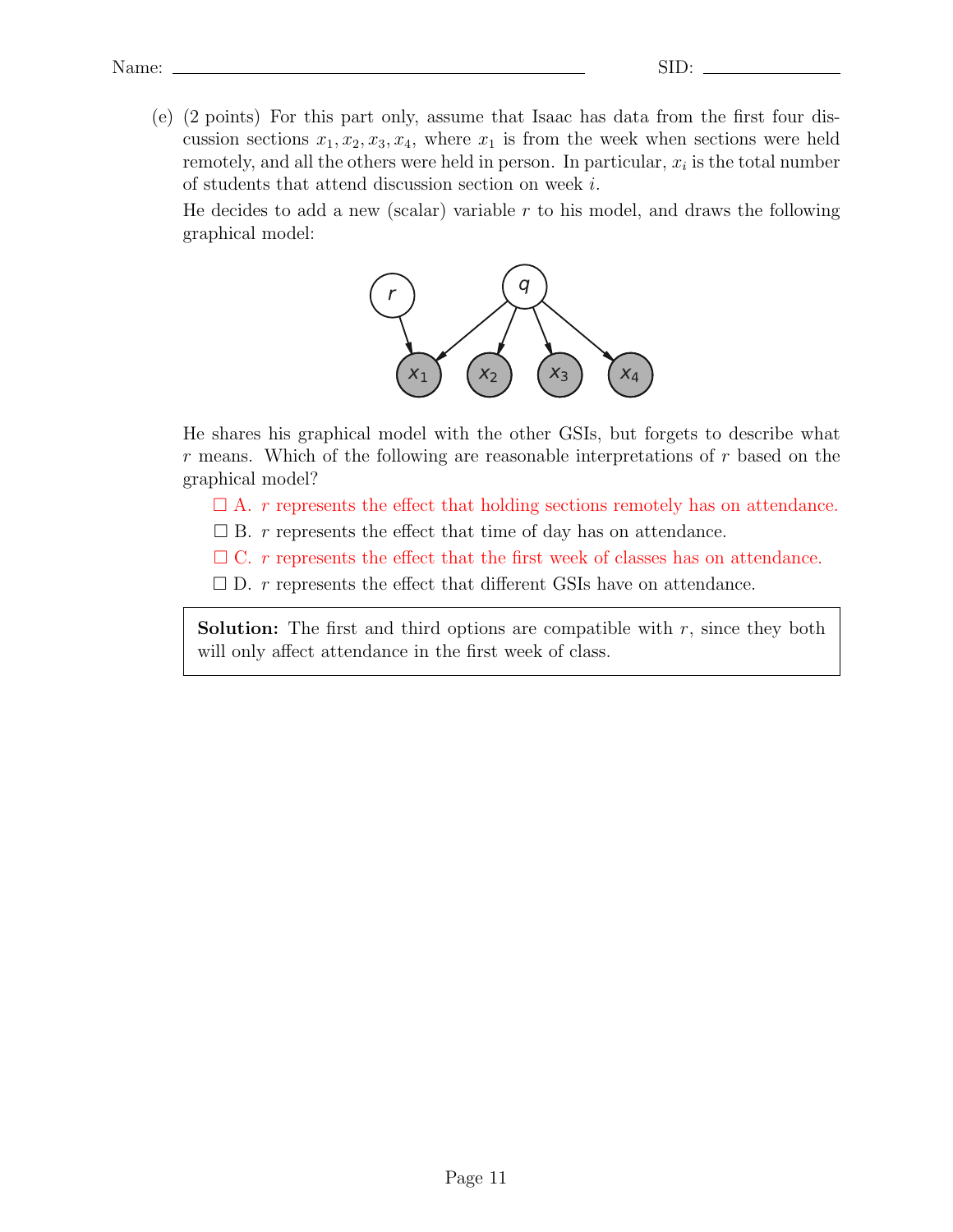(e) (2 points) For this part only, assume that Isaac has data from the first four discussion sections $x_1, x_2, x_3, x_4$, where $x_1$ is from the week when sections were held remotely, and all the others were held in person. In particular, $x_i$ is the total number of students that attend discussion section on week $i$.

He decides to add a new (scalar) variable $r$ to his model, and draws the following graphical model:

He shares his graphical model with the other GSIs, but forgets to describe what $r$ means. Which of the following are reasonable interpretations of $r$ based on the graphical model?

☐ A. $r$ represents the effect that holding sections remotely has on attendance.

☐ B. $r$ represents the effect that time of day has on attendance.

☐ C. $r$ represents the effect that the first week of classes has on attendance.

☐ D. $r$ represents the effect that different GSIs have on attendance.

**Solution:** The first and third options are compatible with $r$, since they both will only affect attendance in the first week of class.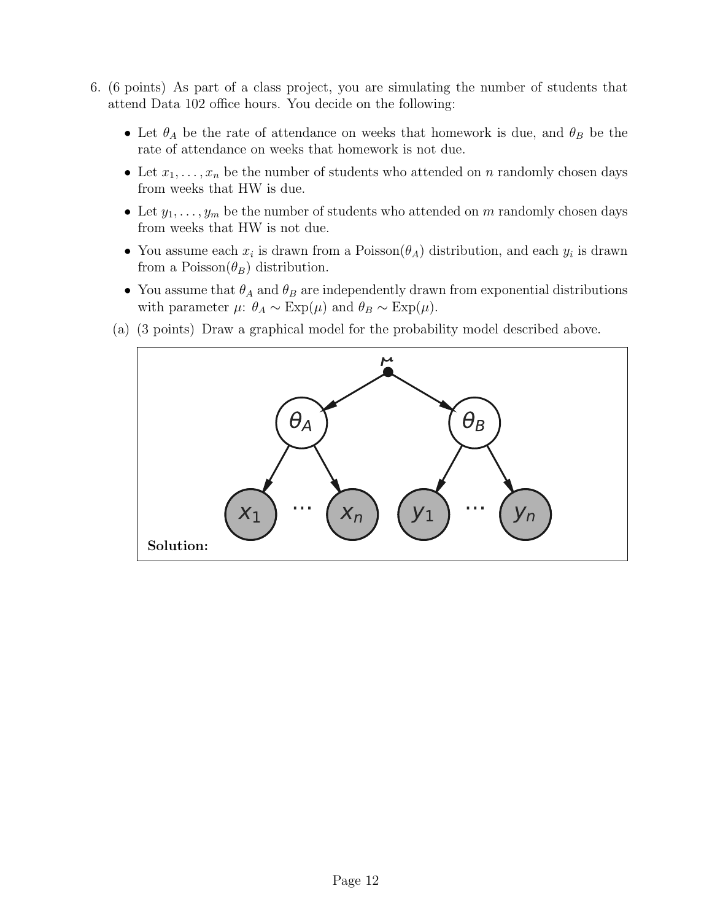6. (6 points) As part of a class project, you are simulating the number of students that attend Data 102 office hours. You decide on the following:

   - Let $\theta_A$ be the rate of attendance on weeks that homework is due, and $\theta_B$ be the rate of attendance on weeks that homework is not due.
   - Let $x_1, \ldots, x_n$ be the number of students who attended on $n$ randomly chosen days from weeks that HW is due.
   - Let $y_1, \ldots, y_m$ be the number of students who attended on $m$ randomly chosen days from weeks that HW is not due.
   - You assume each $x_i$ is drawn from a Poisson($\theta_A$) distribution, and each $y_i$ is drawn from a Poisson($\theta_B$) distribution.
   - You assume that $\theta_A$ and $\theta_B$ are independently drawn from exponential distributions with parameter $\mu$: $\theta_A \sim \text{Exp}(\mu)$ and $\theta_B \sim \text{Exp}(\mu)$.

   (a) (3 points) Draw a graphical model for the probability model described above.

   **Solution:**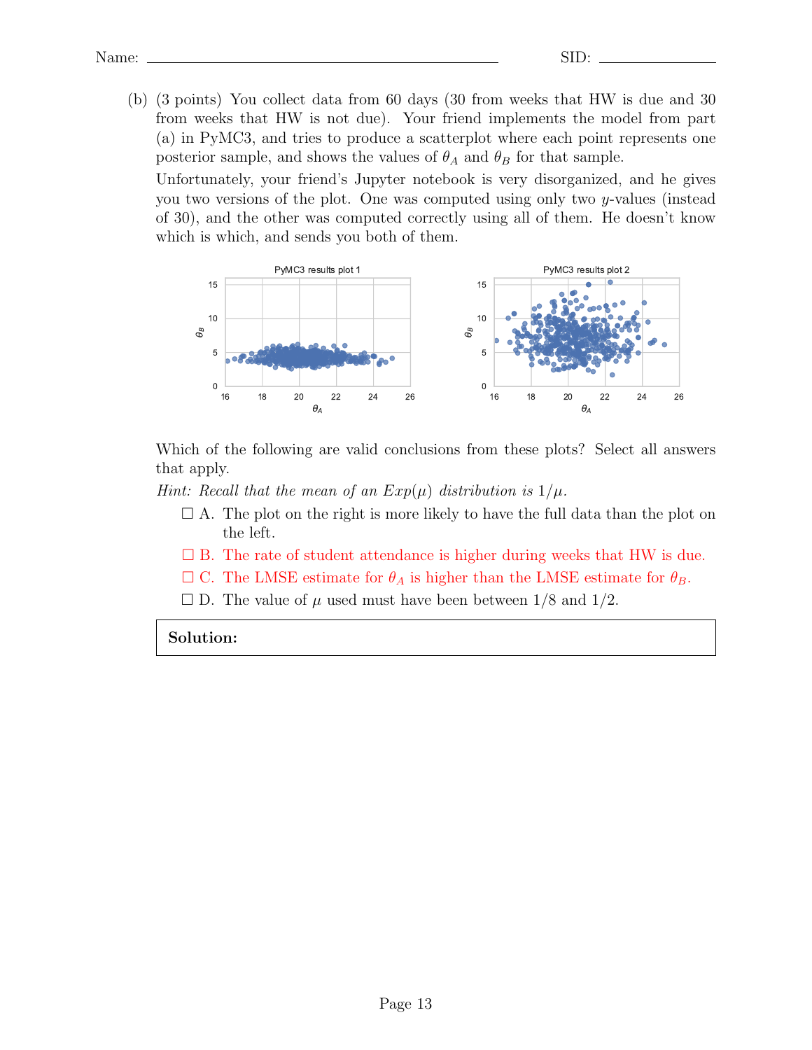Name: ______________________________ SID: ______________

(b) (3 points) You collect data from 60 days (30 from weeks that HW is due and 30 from weeks that HW is not due). Your friend implements the model from part (a) in PyMC3, and tries to produce a scatterplot where each point represents one posterior sample, and shows the values of $\theta_A$ and $\theta_B$ for that sample.

Unfortunately, your friend's Jupyter notebook is very disorganized, and he gives you two versions of the plot. One was computed using only two $y$-values (instead of 30), and the other was computed correctly using all of them. He doesn't know which is which, and sends you both of them.

Which of the following are valid conclusions from these plots? Select all answers that apply.

*Hint: Recall that the mean of an Exp($\mu$) distribution is $1/\mu$.*

- ☐ A. The plot on the right is more likely to have the full data than the plot on the left.
- ☐ B. The rate of student attendance is higher during weeks that HW is due.
- ☐ C. The LMSE estimate for $\theta_A$ is higher than the LMSE estimate for $\theta_B$.
- ☐ D. The value of $\mu$ used must have been between $1/8$ and $1/2$.

**Solution:**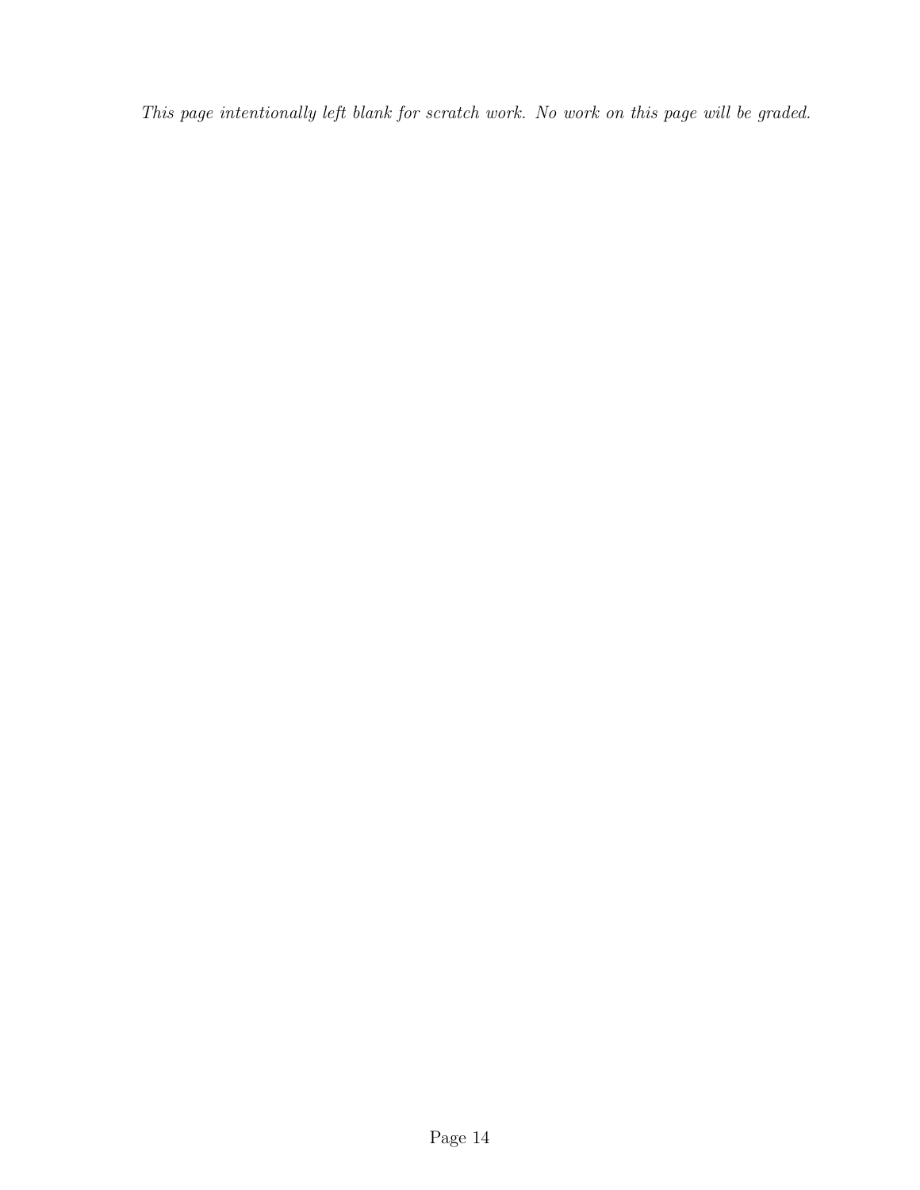*This page intentionally left blank for scratch work. No work on this page will be graded.*